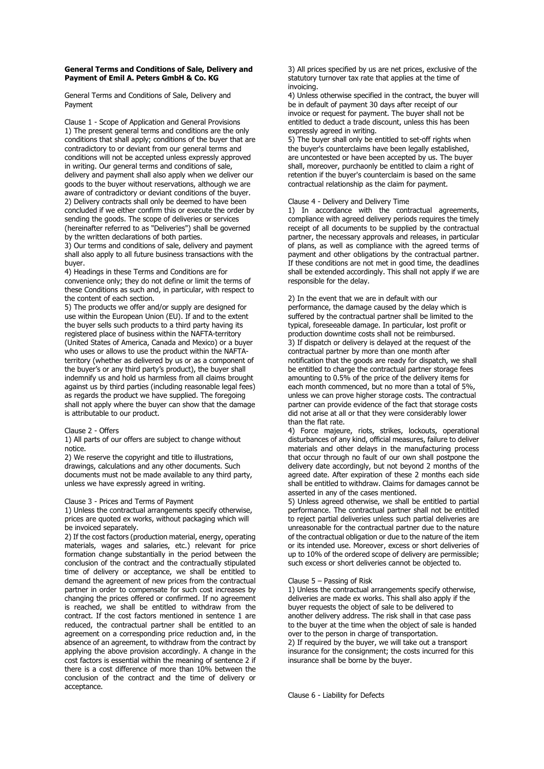**General Terms and Conditions of Sale, Delivery and Payment of Emil A. Peters GmbH & Co. KG**

General Terms and Conditions of Sale, Delivery and Payment

Clause 1 - Scope of Application and General Provisions

1) The present general terms and conditions are the only conditions that shall apply; conditions of the buyer that are contradictory to or deviant from our general terms and conditions will not be accepted unless expressly approved in writing. Our general terms and conditions of sale, delivery and payment shall also apply when we deliver our goods to the buyer without reservations, although we are aware of contradictory or deviant conditions of the buyer.

2) Delivery contracts shall only be deemed to have been concluded if we either confirm this or execute the order by sending the goods. The scope of deliveries or services (hereinafter referred to as "Deliveries") shall be governed by the written declarations of both parties.

3) Our terms and conditions of sale, delivery and payment shall also apply to all future business transactions with the buyer.

4) Headings in these Terms and Conditions are for convenience only; they do not define or limit the terms of these Conditions as such and, in particular, with respect to the content of each section.

5) The products we offer and/or supply are designed for use within the European Union (EU). If and to the extent the buyer sells such products to a third party having its registered place of business within the NAFTA-territory (United States of America, Canada and Mexico) or a buyer who uses or allows to use the product within the NAFTA-territory (whether as delivered by us or as a component of the buyer's or any third party's product), the buyer shall indemnify us and hold us harmless from all claims brought against us by third parties (including reasonable legal fees) as regards the product we have supplied. The foregoing shall not apply where the buyer can show that the damage is attributable to our product.

Clause 2 - Offers

1) All parts of our offers are subject to change without notice.

2) We reserve the copyright and title to illustrations, drawings, calculations and any other documents. Such documents must not be made available to any third party, unless we have expressly agreed in writing.

Clause 3 - Prices and Terms of Payment

1) Unless the contractual arrangements specify otherwise, prices are quoted ex works, without packaging which will be invoiced separately.

2) If the cost factors (production material, energy, operating materials, wages and salaries, etc.) relevant for price formation change substantially in the period between the conclusion of the contract and the contractually stipulated time of delivery or acceptance, we shall be entitled to demand the agreement of new prices from the contractual partner in order to compensate for such cost increases by changing the prices offered or confirmed. If no agreement is reached, we shall be entitled to withdraw from the contract. If the cost factors mentioned in sentence 1 are reduced, the contractual partner shall be entitled to an agreement on a corresponding price reduction and, in the absence of an agreement, to withdraw from the contract by applying the above provision accordingly. A change in the cost factors is essential within the meaning of sentence 2 if there is a cost difference of more than 10% between the conclusion of the contract and the time of delivery or acceptance.

3) All prices specified by us are net prices, exclusive of the statutory turnover tax rate that applies at the time of invoicing.

4) Unless otherwise specified in the contract, the buyer will be in default of payment 30 days after receipt of our invoice or request for payment. The buyer shall not be entitled to deduct a trade discount, unless this has been expressly agreed in writing.

5) The buyer shall only be entitled to set-off rights when the buyer's counterclaims have been legally established, are uncontested or have been accepted by us. The buyer shall, moreover, purchaonly be entitled to claim a right of retention if the buyer's counterclaim is based on the same contractual relationship as the claim for payment.

Clause 4 - Delivery and Delivery Time

1) In accordance with the contractual agreements, compliance with agreed delivery periods requires the timely receipt of all documents to be supplied by the contractual partner, the necessary approvals and releases, in particular of plans, as well as compliance with the agreed terms of payment and other obligations by the contractual partner. If these conditions are not met in good time, the deadlines shall be extended accordingly. This shall not apply if we are responsible for the delay.

2) In the event that we are in default with our performance, the damage caused by the delay which is suffered by the contractual partner shall be limited to the typical, foreseeable damage. In particular, lost profit or production downtime costs shall not be reimbursed.

3) If dispatch or delivery is delayed at the request of the contractual partner by more than one month after notification that the goods are ready for dispatch, we shall be entitled to charge the contractual partner storage fees amounting to 0.5% of the price of the delivery items for each month commenced, but no more than a total of 5%, unless we can prove higher storage costs. The contractual partner can provide evidence of the fact that storage costs did not arise at all or that they were considerably lower than the flat rate.

4) Force majeure, riots, strikes, lockouts, operational disturbances of any kind, official measures, failure to deliver materials and other delays in the manufacturing process that occur through no fault of our own shall postpone the delivery date accordingly, but not beyond 2 months of the agreed date. After expiration of these 2 months each side shall be entitled to withdraw. Claims for damages cannot be asserted in any of the cases mentioned.

5) Unless agreed otherwise, we shall be entitled to partial performance. The contractual partner shall not be entitled to reject partial deliveries unless such partial deliveries are unreasonable for the contractual partner due to the nature of the contractual obligation or due to the nature of the item or its intended use. Moreover, excess or short deliveries of up to 10% of the ordered scope of delivery are permissible; such excess or short deliveries cannot be objected to.

Clause 5 – Passing of Risk

1) Unless the contractual arrangements specify otherwise, deliveries are made ex works. This shall also apply if the buyer requests the object of sale to be delivered to another delivery address. The risk shall in that case pass to the buyer at the time when the object of sale is handed over to the person in charge of transportation.

2) If required by the buyer, we will take out a transport insurance for the consignment; the costs incurred for this insurance shall be borne by the buyer.

Clause 6 - Liability for Defects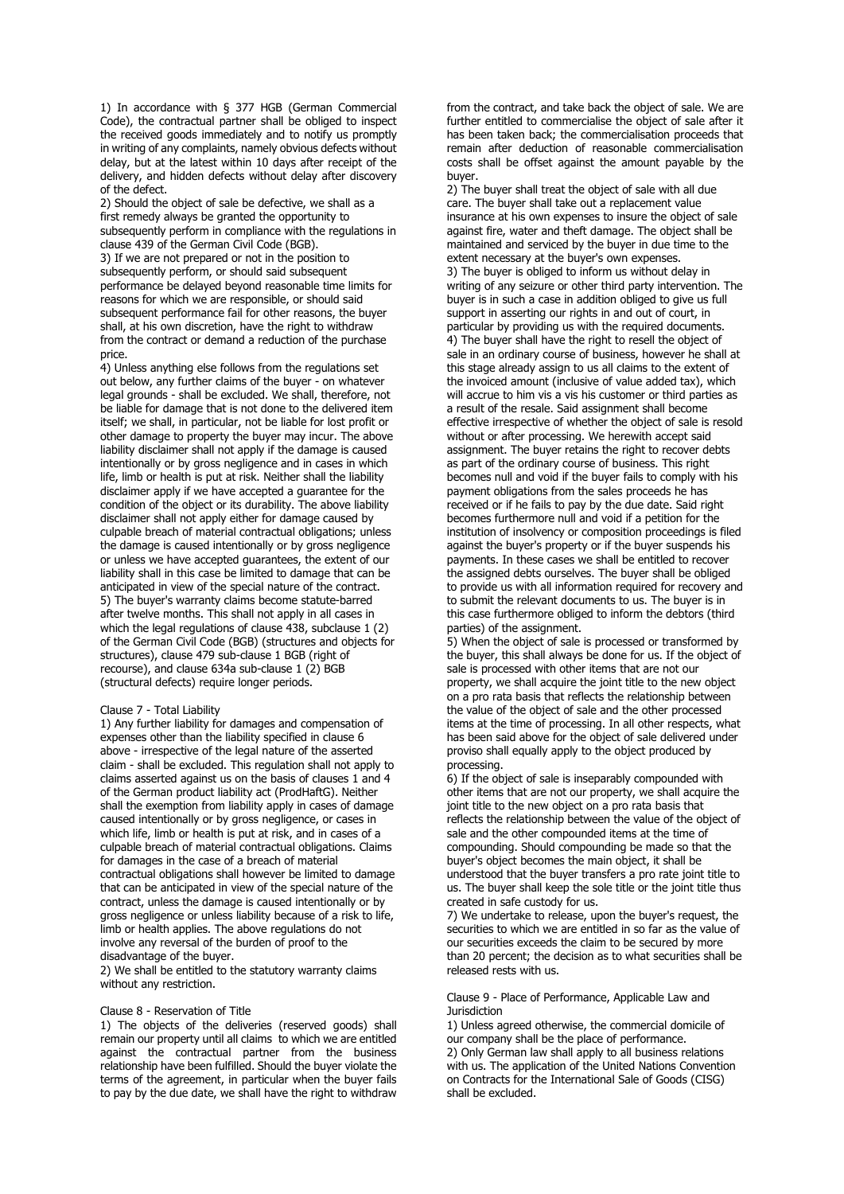1) In accordance with § 377 HGB (German Commercial Code), the contractual partner shall be obliged to inspect the received goods immediately and to notify us promptly in writing of any complaints, namely obvious defects without delay, but at the latest within 10 days after receipt of the delivery, and hidden defects without delay after discovery of the defect.

2) Should the object of sale be defective, we shall as a first remedy always be granted the opportunity to subsequently perform in compliance with the regulations in clause 439 of the German Civil Code (BGB).

3) If we are not prepared or not in the position to subsequently perform, or should said subsequent performance be delayed beyond reasonable time limits for reasons for which we are responsible, or should said subsequent performance fail for other reasons, the buyer shall, at his own discretion, have the right to withdraw from the contract or demand a reduction of the purchase price.

4) Unless anything else follows from the regulations set out below, any further claims of the buyer - on whatever legal grounds - shall be excluded. We shall, therefore, not be liable for damage that is not done to the delivered item itself; we shall, in particular, not be liable for lost profit or other damage to property the buyer may incur. The above liability disclaimer shall not apply if the damage is caused intentionally or by gross negligence and in cases in which life, limb or health is put at risk. Neither shall the liability disclaimer apply if we have accepted a guarantee for the condition of the object or its durability. The above liability disclaimer shall not apply either for damage caused by culpable breach of material contractual obligations; unless the damage is caused intentionally or by gross negligence or unless we have accepted guarantees, the extent of our liability shall in this case be limited to damage that can be anticipated in view of the special nature of the contract.

5) The buyer's warranty claims become statute-barred after twelve months. This shall not apply in all cases in which the legal regulations of clause 438, subclause 1 (2) of the German Civil Code (BGB) (structures and objects for structures), clause 479 sub-clause 1 BGB (right of recourse), and clause 634a sub-clause 1 (2) BGB (structural defects) require longer periods.

Clause 7 - Total Liability

1) Any further liability for damages and compensation of expenses other than the liability specified in clause 6 above - irrespective of the legal nature of the asserted claim - shall be excluded. This regulation shall not apply to claims asserted against us on the basis of clauses 1 and 4 of the German product liability act (ProdHaftG). Neither shall the exemption from liability apply in cases of damage caused intentionally or by gross negligence, or cases in which life, limb or health is put at risk, and in cases of a culpable breach of material contractual obligations. Claims for damages in the case of a breach of material contractual obligations shall however be limited to damage that can be anticipated in view of the special nature of the contract, unless the damage is caused intentionally or by gross negligence or unless liability because of a risk to life, limb or health applies. The above regulations do not involve any reversal of the burden of proof to the disadvantage of the buyer.

2) We shall be entitled to the statutory warranty claims without any restriction.

Clause 8 - Reservation of Title

1) The objects of the deliveries (reserved goods) shall remain our property until all claims to which we are entitled against the contractual partner from the business relationship have been fulfilled. Should the buyer violate the terms of the agreement, in particular when the buyer fails to pay by the due date, we shall have the right to withdraw from the contract, and take back the object of sale. We are further entitled to commercialise the object of sale after it has been taken back; the commercialisation proceeds that remain after deduction of reasonable commercialisation costs shall be offset against the amount payable by the buyer.

2) The buyer shall treat the object of sale with all due care. The buyer shall take out a replacement value insurance at his own expenses to insure the object of sale against fire, water and theft damage. The object shall be maintained and serviced by the buyer in due time to the extent necessary at the buyer's own expenses.

3) The buyer is obliged to inform us without delay in writing of any seizure or other third party intervention. The buyer is in such a case in addition obliged to give us full support in asserting our rights in and out of court, in particular by providing us with the required documents.

4) The buyer shall have the right to resell the object of sale in an ordinary course of business, however he shall at this stage already assign to us all claims to the extent of the invoiced amount (inclusive of value added tax), which will accrue to him vis a vis his customer or third parties as a result of the resale. Said assignment shall become effective irrespective of whether the object of sale is resold without or after processing. We herewith accept said assignment. The buyer retains the right to recover debts as part of the ordinary course of business. This right becomes null and void if the buyer fails to comply with his payment obligations from the sales proceeds he has received or if he fails to pay by the due date. Said right becomes furthermore null and void if a petition for the institution of insolvency or composition proceedings is filed against the buyer's property or if the buyer suspends his payments. In these cases we shall be entitled to recover the assigned debts ourselves. The buyer shall be obliged to provide us with all information required for recovery and to submit the relevant documents to us. The buyer is in this case furthermore obliged to inform the debtors (third parties) of the assignment.

5) When the object of sale is processed or transformed by the buyer, this shall always be done for us. If the object of sale is processed with other items that are not our property, we shall acquire the joint title to the new object on a pro rata basis that reflects the relationship between the value of the object of sale and the other processed items at the time of processing. In all other respects, what has been said above for the object of sale delivered under proviso shall equally apply to the object produced by processing.

6) If the object of sale is inseparably compounded with other items that are not our property, we shall acquire the joint title to the new object on a pro rata basis that reflects the relationship between the value of the object of sale and the other compounded items at the time of compounding. Should compounding be made so that the buyer's object becomes the main object, it shall be understood that the buyer transfers a pro rate joint title to us. The buyer shall keep the sole title or the joint title thus created in safe custody for us.

7) We undertake to release, upon the buyer's request, the securities to which we are entitled in so far as the value of our securities exceeds the claim to be secured by more than 20 percent; the decision as to what securities shall be released rests with us.

Clause 9 - Place of Performance, Applicable Law and Jurisdiction

1) Unless agreed otherwise, the commercial domicile of our company shall be the place of performance.

2) Only German law shall apply to all business relations with us. The application of the United Nations Convention on Contracts for the International Sale of Goods (CISG) shall be excluded.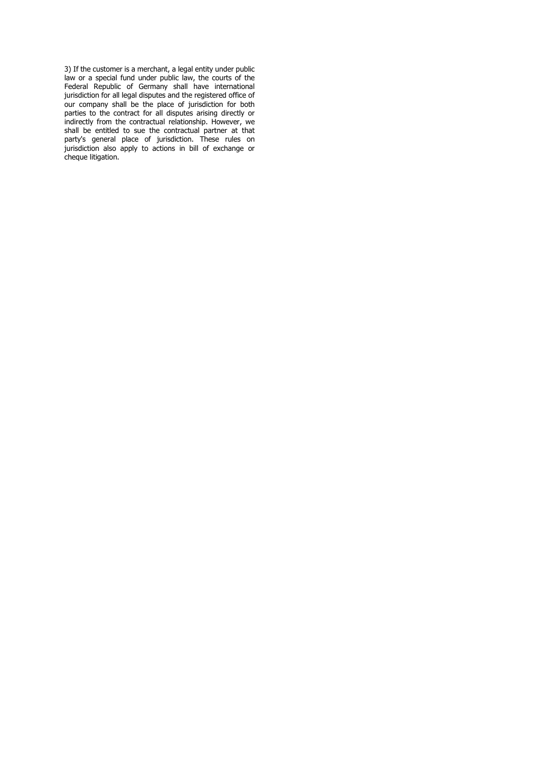3) If the customer is a merchant, a legal entity under public law or a special fund under public law, the courts of the Federal Republic of Germany shall have international jurisdiction for all legal disputes and the registered office of our company shall be the place of jurisdiction for both parties to the contract for all disputes arising directly or indirectly from the contractual relationship. However, we shall be entitled to sue the contractual partner at that party's general place of jurisdiction. These rules on jurisdiction also apply to actions in bill of exchange or cheque litigation.